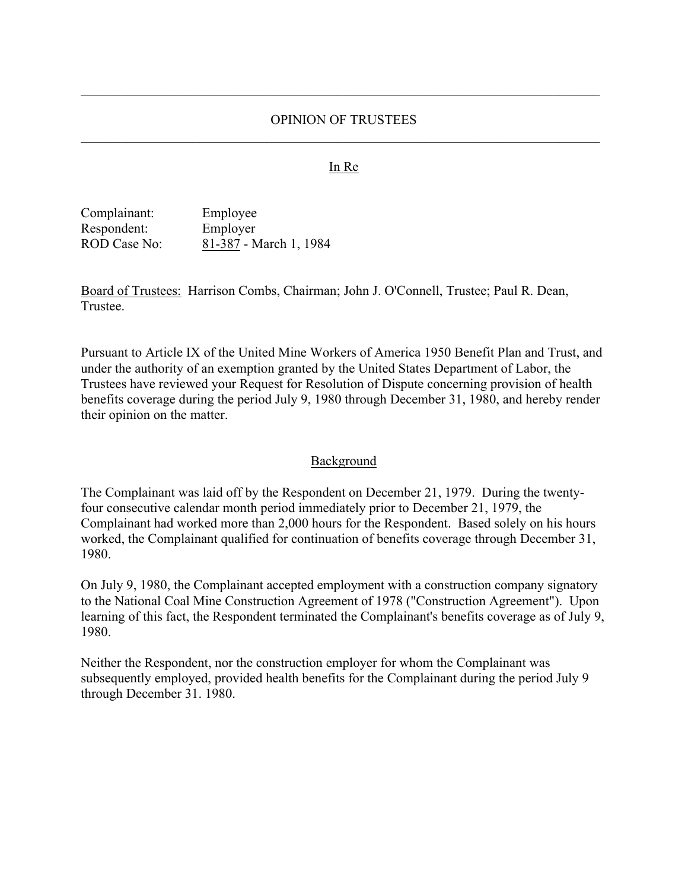# OPINION OF TRUSTEES

In Re

Complainant: Employee
Respondent: Employer
ROD Case No: 81-387 - March 1, 1984

Board of Trustees: Harrison Combs, Chairman; John J. O'Connell, Trustee; Paul R. Dean, Trustee.

Pursuant to Article IX of the United Mine Workers of America 1950 Benefit Plan and Trust, and under the authority of an exemption granted by the United States Department of Labor, the Trustees have reviewed your Request for Resolution of Dispute concerning provision of health benefits coverage during the period July 9, 1980 through December 31, 1980, and hereby render their opinion on the matter.

## Background

The Complainant was laid off by the Respondent on December 21, 1979. During the twenty-four consecutive calendar month period immediately prior to December 21, 1979, the Complainant had worked more than 2,000 hours for the Respondent. Based solely on his hours worked, the Complainant qualified for continuation of benefits coverage through December 31, 1980.

On July 9, 1980, the Complainant accepted employment with a construction company signatory to the National Coal Mine Construction Agreement of 1978 ("Construction Agreement"). Upon learning of this fact, the Respondent terminated the Complainant's benefits coverage as of July 9, 1980.

Neither the Respondent, nor the construction employer for whom the Complainant was subsequently employed, provided health benefits for the Complainant during the period July 9 through December 31. 1980.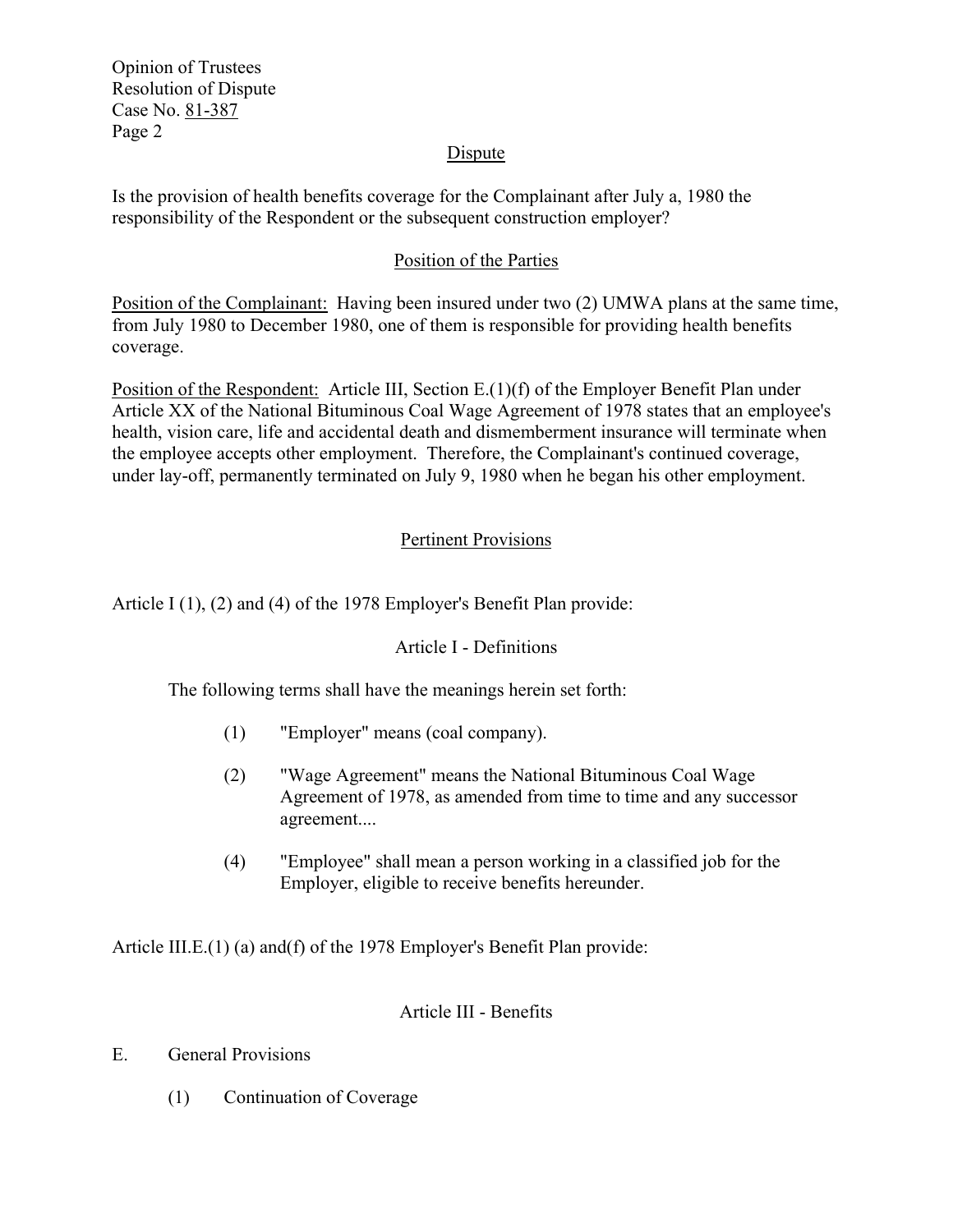## Dispute

Is the provision of health benefits coverage for the Complainant after July a, 1980 the responsibility of the Respondent or the subsequent construction employer?

## Position of the Parties

Position of the Complainant: Having been insured under two (2) UMWA plans at the same time, from July 1980 to December 1980, one of them is responsible for providing health benefits coverage.

Position of the Respondent: Article III, Section E.(1)(f) of the Employer Benefit Plan under Article XX of the National Bituminous Coal Wage Agreement of 1978 states that an employee's health, vision care, life and accidental death and dismemberment insurance will terminate when the employee accepts other employment. Therefore, the Complainant's continued coverage, under lay-off, permanently terminated on July 9, 1980 when he began his other employment.

## Pertinent Provisions

Article I (1), (2) and (4) of the 1978 Employer's Benefit Plan provide:

### Article I - Definitions

The following terms shall have the meanings herein set forth:

(1) "Employer" means (coal company).

(2) "Wage Agreement" means the National Bituminous Coal Wage Agreement of 1978, as amended from time to time and any successor agreement....

(4) "Employee" shall mean a person working in a classified job for the Employer, eligible to receive benefits hereunder.

Article III.E.(1) (a) and(f) of the 1978 Employer's Benefit Plan provide:

### Article III - Benefits

E. General Provisions

(1) Continuation of Coverage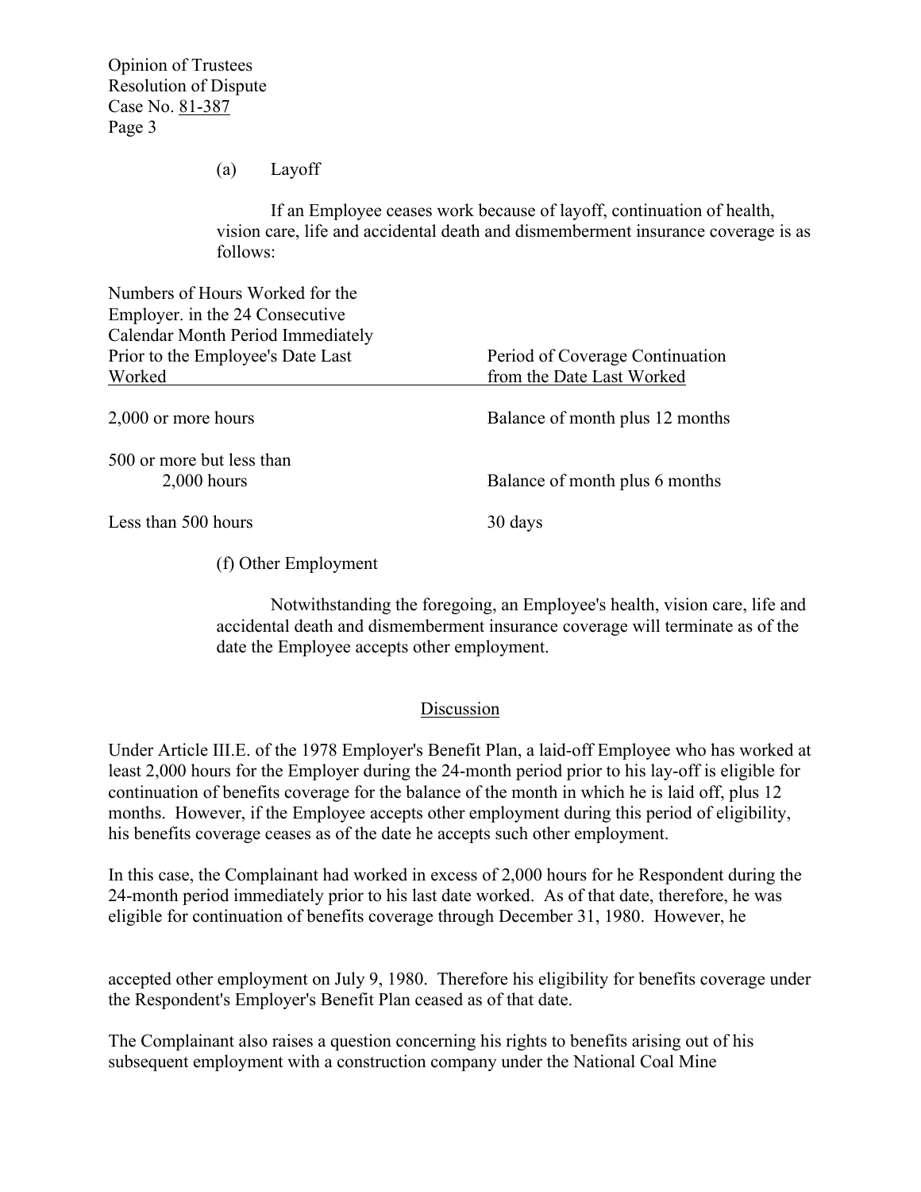(a) Layoff

If an Employee ceases work because of layoff, continuation of health, vision care, life and accidental death and dismemberment insurance coverage is as follows:

| Numbers of Hours Worked for the Employer. in the 24 Consecutive Calendar Month Period Immediately Prior to the Employee's Date Last Worked | Period of Coverage Continuation from the Date Last Worked |
|---|---|
| 2,000 or more hours | Balance of month plus 12 months |
| 500 or more but less than 2,000 hours | Balance of month plus 6 months |
| Less than 500 hours | 30 days |

(f) Other Employment

Notwithstanding the foregoing, an Employee's health, vision care, life and accidental death and dismemberment insurance coverage will terminate as of the date the Employee accepts other employment.

## Discussion

Under Article III.E. of the 1978 Employer's Benefit Plan, a laid-off Employee who has worked at least 2,000 hours for the Employer during the 24-month period prior to his lay-off is eligible for continuation of benefits coverage for the balance of the month in which he is laid off, plus 12 months. However, if the Employee accepts other employment during this period of eligibility, his benefits coverage ceases as of the date he accepts such other employment.

In this case, the Complainant had worked in excess of 2,000 hours for he Respondent during the 24-month period immediately prior to his last date worked. As of that date, therefore, he was eligible for continuation of benefits coverage through December 31, 1980. However, he accepted other employment on July 9, 1980. Therefore his eligibility for benefits coverage under the Respondent's Employer's Benefit Plan ceased as of that date.

The Complainant also raises a question concerning his rights to benefits arising out of his subsequent employment with a construction company under the National Coal Mine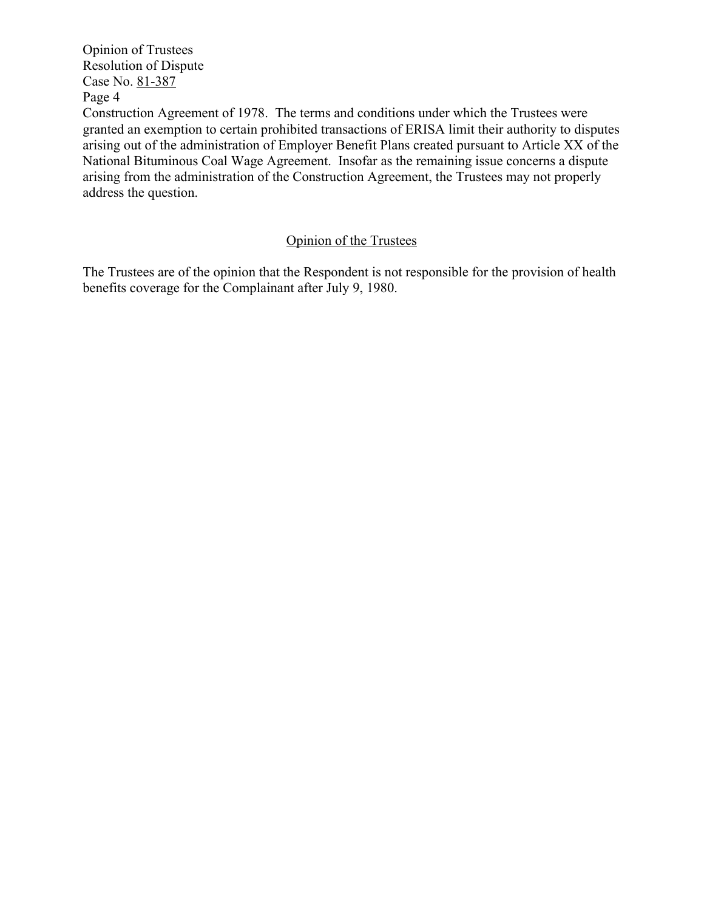Construction Agreement of 1978. The terms and conditions under which the Trustees were granted an exemption to certain prohibited transactions of ERISA limit their authority to disputes arising out of the administration of Employer Benefit Plans created pursuant to Article XX of the National Bituminous Coal Wage Agreement. Insofar as the remaining issue concerns a dispute arising from the administration of the Construction Agreement, the Trustees may not properly address the question.

## Opinion of the Trustees

The Trustees are of the opinion that the Respondent is not responsible for the provision of health benefits coverage for the Complainant after July 9, 1980.